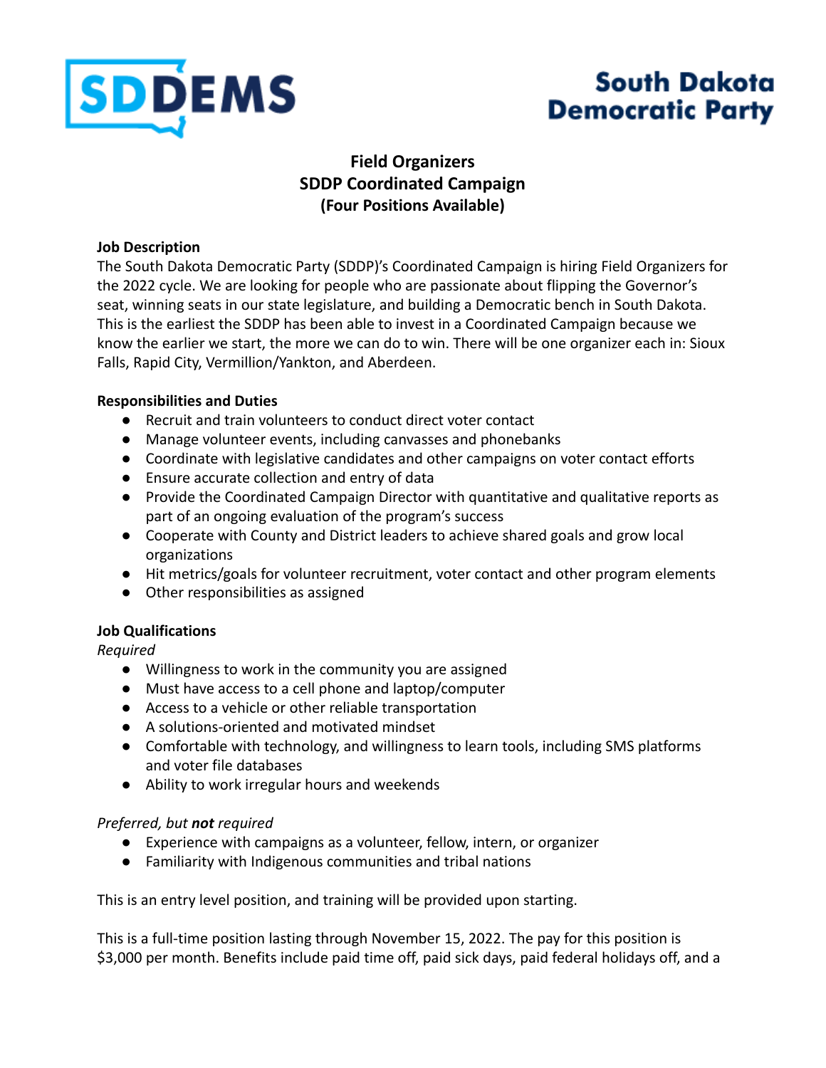SDDEMS

South Dakota Democratic Party

# Field Organizers
## SDDP Coordinated Campaign
### (Four Positions Available)

**Job Description**

The South Dakota Democratic Party (SDDP)'s Coordinated Campaign is hiring Field Organizers for the 2022 cycle. We are looking for people who are passionate about flipping the Governor's seat, winning seats in our state legislature, and building a Democratic bench in South Dakota. This is the earliest the SDDP has been able to invest in a Coordinated Campaign because we know the earlier we start, the more we can do to win. There will be one organizer each in: Sioux Falls, Rapid City, Vermillion/Yankton, and Aberdeen.

**Responsibilities and Duties**

- Recruit and train volunteers to conduct direct voter contact
- Manage volunteer events, including canvasses and phonebanks
- Coordinate with legislative candidates and other campaigns on voter contact efforts
- Ensure accurate collection and entry of data
- Provide the Coordinated Campaign Director with quantitative and qualitative reports as part of an ongoing evaluation of the program's success
- Cooperate with County and District leaders to achieve shared goals and grow local organizations
- Hit metrics/goals for volunteer recruitment, voter contact and other program elements
- Other responsibilities as assigned

**Job Qualifications**

*Required*

- Willingness to work in the community you are assigned
- Must have access to a cell phone and laptop/computer
- Access to a vehicle or other reliable transportation
- A solutions-oriented and motivated mindset
- Comfortable with technology, and willingness to learn tools, including SMS platforms and voter file databases
- Ability to work irregular hours and weekends

*Preferred, but **not** required*

- Experience with campaigns as a volunteer, fellow, intern, or organizer
- Familiarity with Indigenous communities and tribal nations

This is an entry level position, and training will be provided upon starting.

This is a full-time position lasting through November 15, 2022. The pay for this position is $3,000 per month. Benefits include paid time off, paid sick days, paid federal holidays off, and a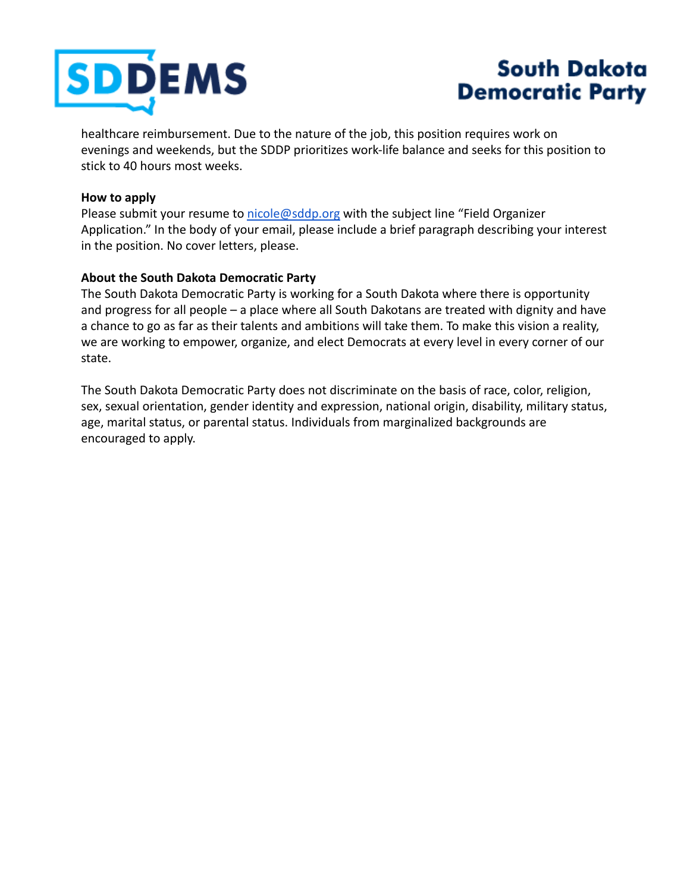healthcare reimbursement. Due to the nature of the job, this position requires work on evenings and weekends, but the SDDP prioritizes work-life balance and seeks for this position to stick to 40 hours most weeks.

**How to apply**

Please submit your resume to nicole@sddp.org with the subject line "Field Organizer Application." In the body of your email, please include a brief paragraph describing your interest in the position. No cover letters, please.

**About the South Dakota Democratic Party**

The South Dakota Democratic Party is working for a South Dakota where there is opportunity and progress for all people – a place where all South Dakotans are treated with dignity and have a chance to go as far as their talents and ambitions will take them. To make this vision a reality, we are working to empower, organize, and elect Democrats at every level in every corner of our state.

The South Dakota Democratic Party does not discriminate on the basis of race, color, religion, sex, sexual orientation, gender identity and expression, national origin, disability, military status, age, marital status, or parental status. Individuals from marginalized backgrounds are encouraged to apply.